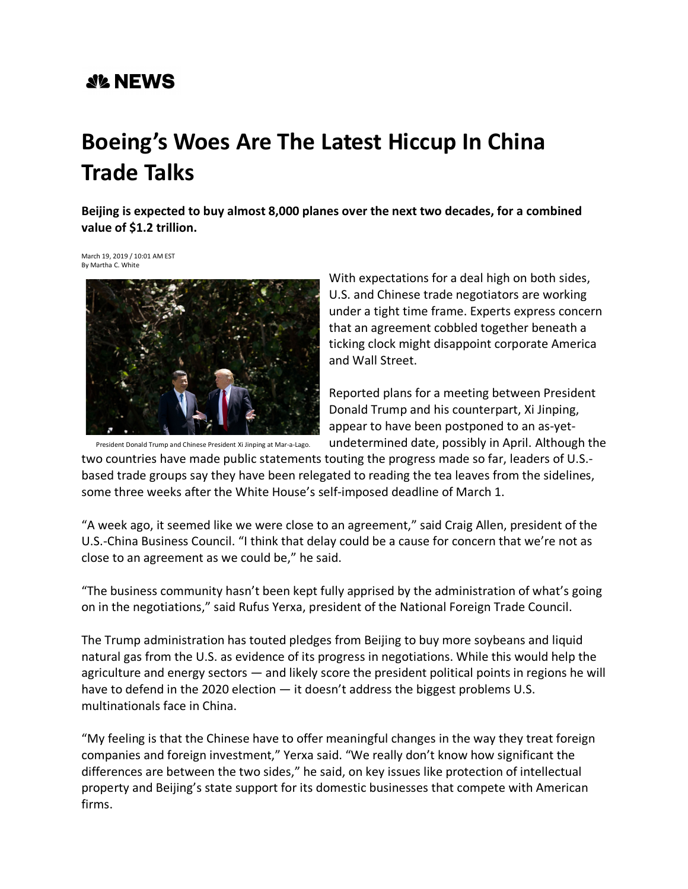NBC NEWS

# Boeing's Woes Are The Latest Hiccup In China Trade Talks

**Beijing is expected to buy almost 8,000 planes over the next two decades, for a combined value of $1.2 trillion.**

March 19, 2019 / 10:01 AM EST
By Martha C. White

President Donald Trump and Chinese President Xi Jinping at Mar-a-Lago.

With expectations for a deal high on both sides, U.S. and Chinese trade negotiators are working under a tight time frame. Experts express concern that an agreement cobbled together beneath a ticking clock might disappoint corporate America and Wall Street.

Reported plans for a meeting between President Donald Trump and his counterpart, Xi Jinping, appear to have been postponed to an as-yet-undetermined date, possibly in April. Although the two countries have made public statements touting the progress made so far, leaders of U.S.-based trade groups say they have been relegated to reading the tea leaves from the sidelines, some three weeks after the White House's self-imposed deadline of March 1.

"A week ago, it seemed like we were close to an agreement," said Craig Allen, president of the U.S.-China Business Council. "I think that delay could be a cause for concern that we're not as close to an agreement as we could be," he said.

"The business community hasn't been kept fully apprised by the administration of what's going on in the negotiations," said Rufus Yerxa, president of the National Foreign Trade Council.

The Trump administration has touted pledges from Beijing to buy more soybeans and liquid natural gas from the U.S. as evidence of its progress in negotiations. While this would help the agriculture and energy sectors — and likely score the president political points in regions he will have to defend in the 2020 election — it doesn't address the biggest problems U.S. multinationals face in China.

"My feeling is that the Chinese have to offer meaningful changes in the way they treat foreign companies and foreign investment," Yerxa said. "We really don't know how significant the differences are between the two sides," he said, on key issues like protection of intellectual property and Beijing's state support for its domestic businesses that compete with American firms.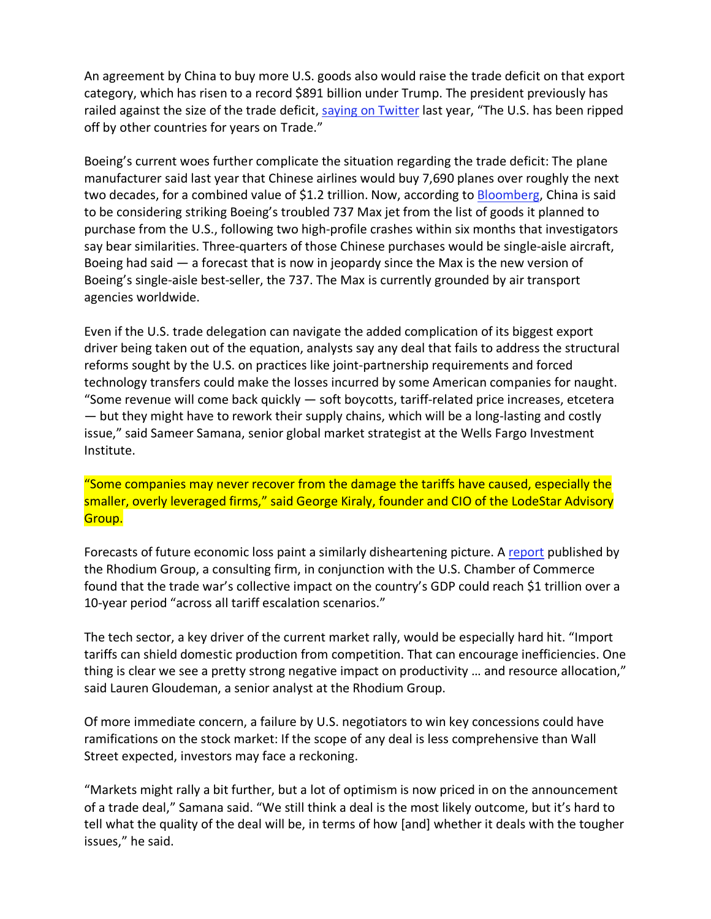An agreement by China to buy more U.S. goods also would raise the trade deficit on that export category, which has risen to a record $891 billion under Trump. The president previously has railed against the size of the trade deficit, saying on Twitter last year, "The U.S. has been ripped off by other countries for years on Trade."

Boeing's current woes further complicate the situation regarding the trade deficit: The plane manufacturer said last year that Chinese airlines would buy 7,690 planes over roughly the next two decades, for a combined value of $1.2 trillion. Now, according to Bloomberg, China is said to be considering striking Boeing's troubled 737 Max jet from the list of goods it planned to purchase from the U.S., following two high-profile crashes within six months that investigators say bear similarities. Three-quarters of those Chinese purchases would be single-aisle aircraft, Boeing had said — a forecast that is now in jeopardy since the Max is the new version of Boeing's single-aisle best-seller, the 737. The Max is currently grounded by air transport agencies worldwide.

Even if the U.S. trade delegation can navigate the added complication of its biggest export driver being taken out of the equation, analysts say any deal that fails to address the structural reforms sought by the U.S. on practices like joint-partnership requirements and forced technology transfers could make the losses incurred by some American companies for naught. "Some revenue will come back quickly — soft boycotts, tariff-related price increases, etcetera — but they might have to rework their supply chains, which will be a long-lasting and costly issue," said Sameer Samana, senior global market strategist at the Wells Fargo Investment Institute.

"Some companies may never recover from the damage the tariffs have caused, especially the smaller, overly leveraged firms," said George Kiraly, founder and CIO of the LodeStar Advisory Group.

Forecasts of future economic loss paint a similarly disheartening picture. A report published by the Rhodium Group, a consulting firm, in conjunction with the U.S. Chamber of Commerce found that the trade war's collective impact on the country's GDP could reach $1 trillion over a 10-year period "across all tariff escalation scenarios."

The tech sector, a key driver of the current market rally, would be especially hard hit. "Import tariffs can shield domestic production from competition. That can encourage inefficiencies. One thing is clear we see a pretty strong negative impact on productivity … and resource allocation," said Lauren Gloudeman, a senior analyst at the Rhodium Group.

Of more immediate concern, a failure by U.S. negotiators to win key concessions could have ramifications on the stock market: If the scope of any deal is less comprehensive than Wall Street expected, investors may face a reckoning.

"Markets might rally a bit further, but a lot of optimism is now priced in on the announcement of a trade deal," Samana said. "We still think a deal is the most likely outcome, but it's hard to tell what the quality of the deal will be, in terms of how [and] whether it deals with the tougher issues," he said.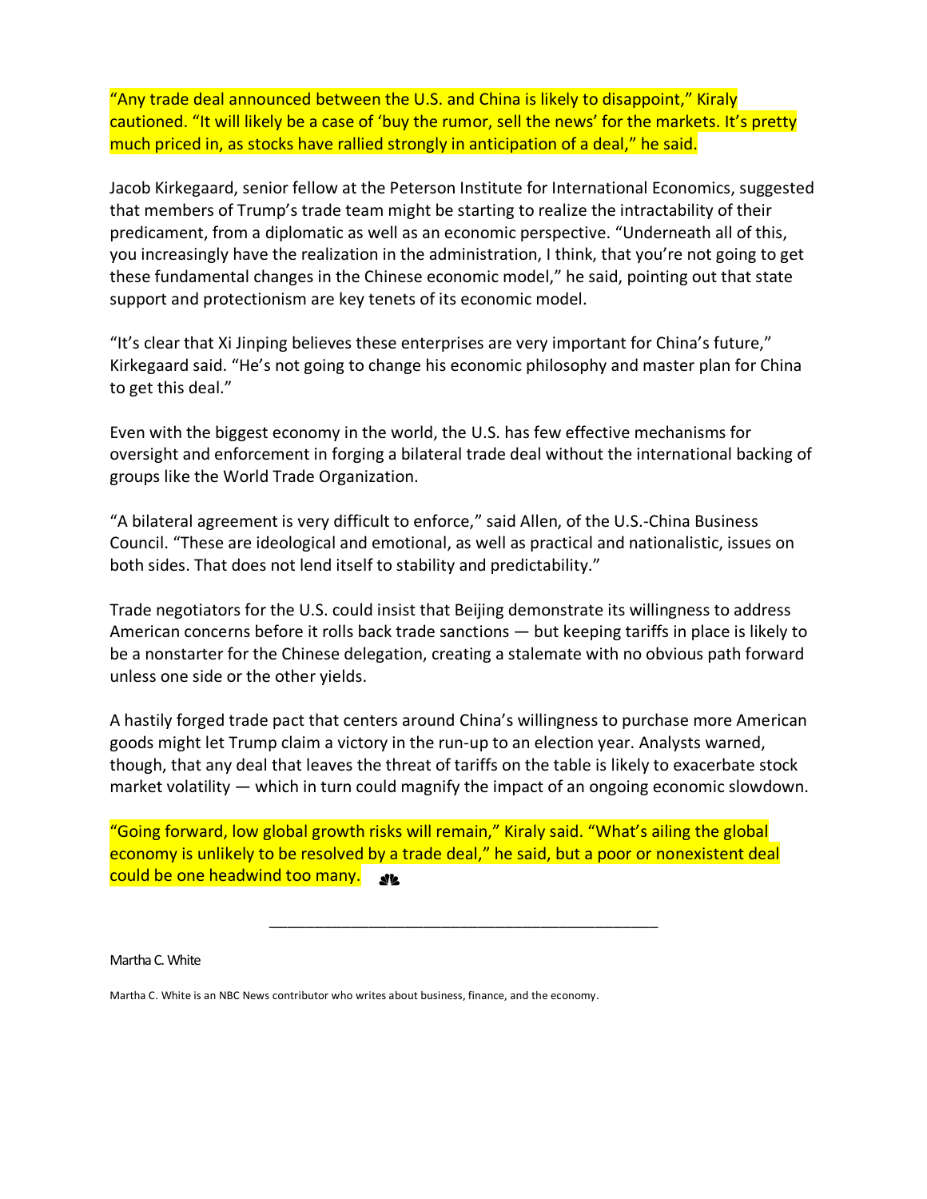"Any trade deal announced between the U.S. and China is likely to disappoint," Kiraly cautioned. "It will likely be a case of 'buy the rumor, sell the news' for the markets. It's pretty much priced in, as stocks have rallied strongly in anticipation of a deal," he said.

Jacob Kirkegaard, senior fellow at the Peterson Institute for International Economics, suggested that members of Trump's trade team might be starting to realize the intractability of their predicament, from a diplomatic as well as an economic perspective. "Underneath all of this, you increasingly have the realization in the administration, I think, that you're not going to get these fundamental changes in the Chinese economic model," he said, pointing out that state support and protectionism are key tenets of its economic model.

"It's clear that Xi Jinping believes these enterprises are very important for China's future," Kirkegaard said. "He's not going to change his economic philosophy and master plan for China to get this deal."

Even with the biggest economy in the world, the U.S. has few effective mechanisms for oversight and enforcement in forging a bilateral trade deal without the international backing of groups like the World Trade Organization.

"A bilateral agreement is very difficult to enforce," said Allen, of the U.S.-China Business Council. "These are ideological and emotional, as well as practical and nationalistic, issues on both sides. That does not lend itself to stability and predictability."

Trade negotiators for the U.S. could insist that Beijing demonstrate its willingness to address American concerns before it rolls back trade sanctions — but keeping tariffs in place is likely to be a nonstarter for the Chinese delegation, creating a stalemate with no obvious path forward unless one side or the other yields.

A hastily forged trade pact that centers around China's willingness to purchase more American goods might let Trump claim a victory in the run-up to an election year. Analysts warned, though, that any deal that leaves the threat of tariffs on the table is likely to exacerbate stock market volatility — which in turn could magnify the impact of an ongoing economic slowdown.

"Going forward, low global growth risks will remain," Kiraly said. "What's ailing the global economy is unlikely to be resolved by a trade deal," he said, but a poor or nonexistent deal could be one headwind too many.

---

Martha C. White

Martha C. White is an NBC News contributor who writes about business, finance, and the economy.